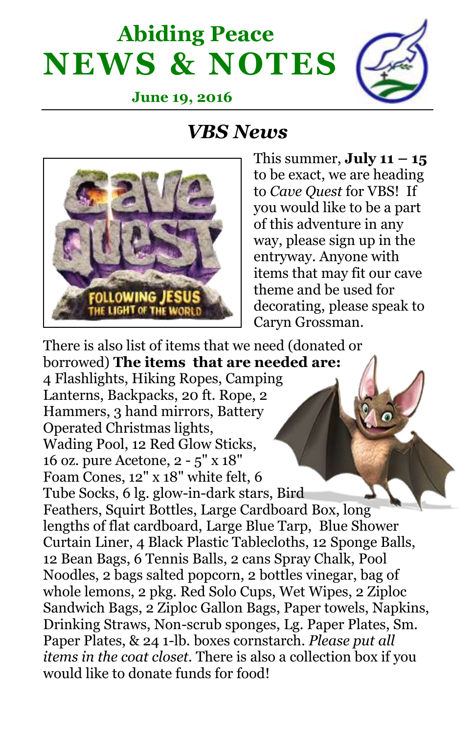# Abiding Peace
# NEWS & NOTES

**June 19, 2016**

## *VBS News*

This summer, **July 11 – 15** to be exact, we are heading to *Cave Quest* for VBS! If you would like to be a part of this adventure in any way, please sign up in the entryway. Anyone with items that may fit our cave theme and be used for decorating, please speak to Caryn Grossman.

There is also list of items that we need (donated or borrowed) **The items that are needed are:** 4 Flashlights, Hiking Ropes, Camping Lanterns, Backpacks, 20 ft. Rope, 2 Hammers, 3 hand mirrors, Battery Operated Christmas lights, Wading Pool, 12 Red Glow Sticks, 16 oz. pure Acetone, 2 - 5" x 18" Foam Cones, 12" x 18" white felt, 6 Tube Socks, 6 lg. glow-in-dark stars, Bird Feathers, Squirt Bottles, Large Cardboard Box, long lengths of flat cardboard, Large Blue Tarp, Blue Shower Curtain Liner, 4 Black Plastic Tablecloths, 12 Sponge Balls, 12 Bean Bags, 6 Tennis Balls, 2 cans Spray Chalk, Pool Noodles, 2 bags salted popcorn, 2 bottles vinegar, bag of whole lemons, 2 pkg. Red Solo Cups, Wet Wipes, 2 Ziploc Sandwich Bags, 2 Ziploc Gallon Bags, Paper towels, Napkins, Drinking Straws, Non-scrub sponges, Lg. Paper Plates, Sm. Paper Plates, & 24 1-lb. boxes cornstarch. *Please put all items in the coat closet.* There is also a collection box if you would like to donate funds for food!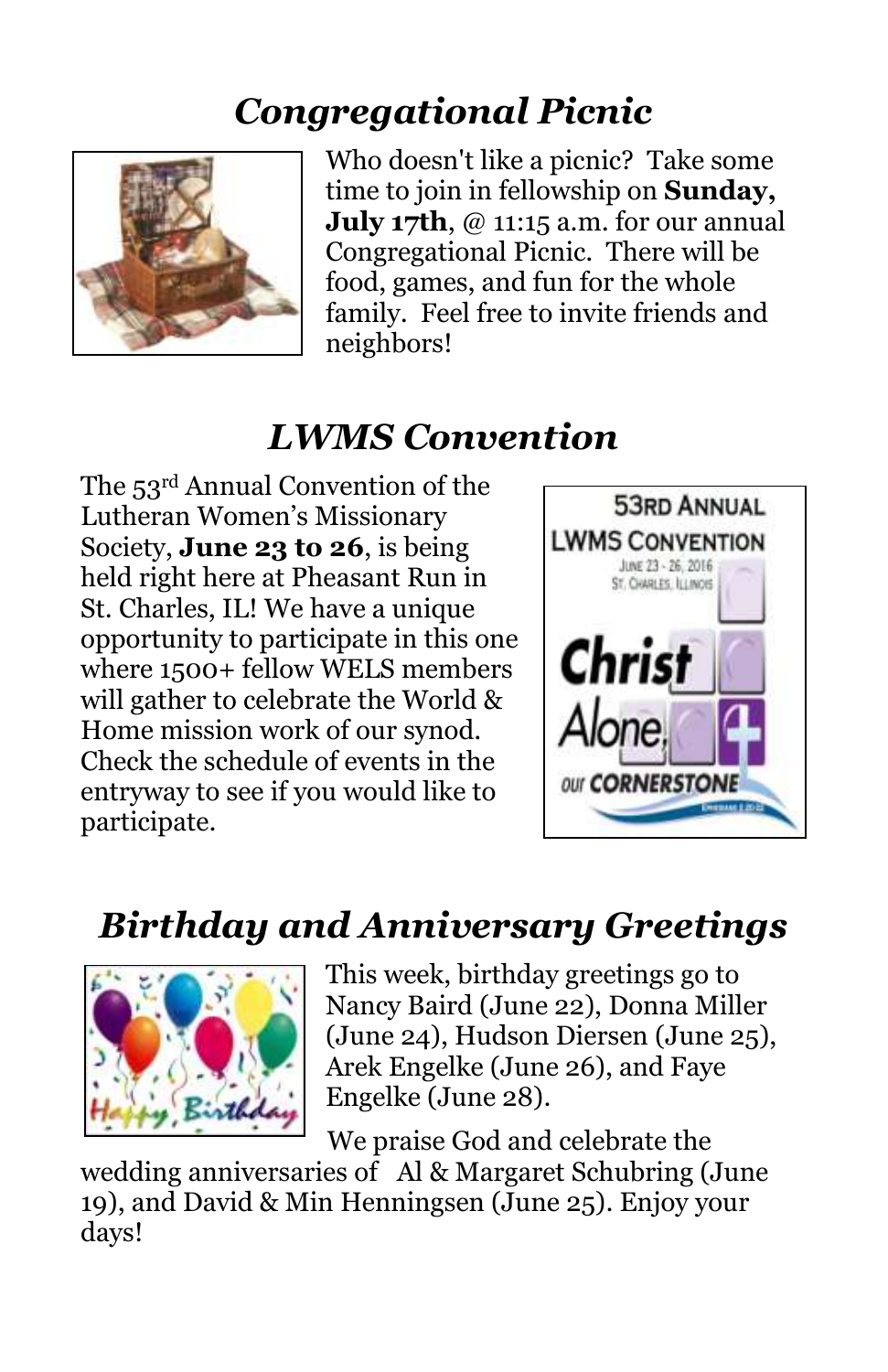## *Congregational Picnic*

Who doesn't like a picnic? Take some time to join in fellowship on **Sunday, July 17th**, @ 11:15 a.m. for our annual Congregational Picnic. There will be food, games, and fun for the whole family. Feel free to invite friends and neighbors!

## *LWMS Convention*

The 53rd Annual Convention of the Lutheran Women's Missionary Society, **June 23 to 26**, is being held right here at Pheasant Run in St. Charles, IL! We have a unique opportunity to participate in this one where 1500+ fellow WELS members will gather to celebrate the World & Home mission work of our synod. Check the schedule of events in the entryway to see if you would like to participate.

## *Birthday and Anniversary Greetings*

This week, birthday greetings go to Nancy Baird (June 22), Donna Miller (June 24), Hudson Diersen (June 25), Arek Engelke (June 26), and Faye Engelke (June 28).

We praise God and celebrate the wedding anniversaries of Al & Margaret Schubring (June 19), and David & Min Henningsen (June 25). Enjoy your days!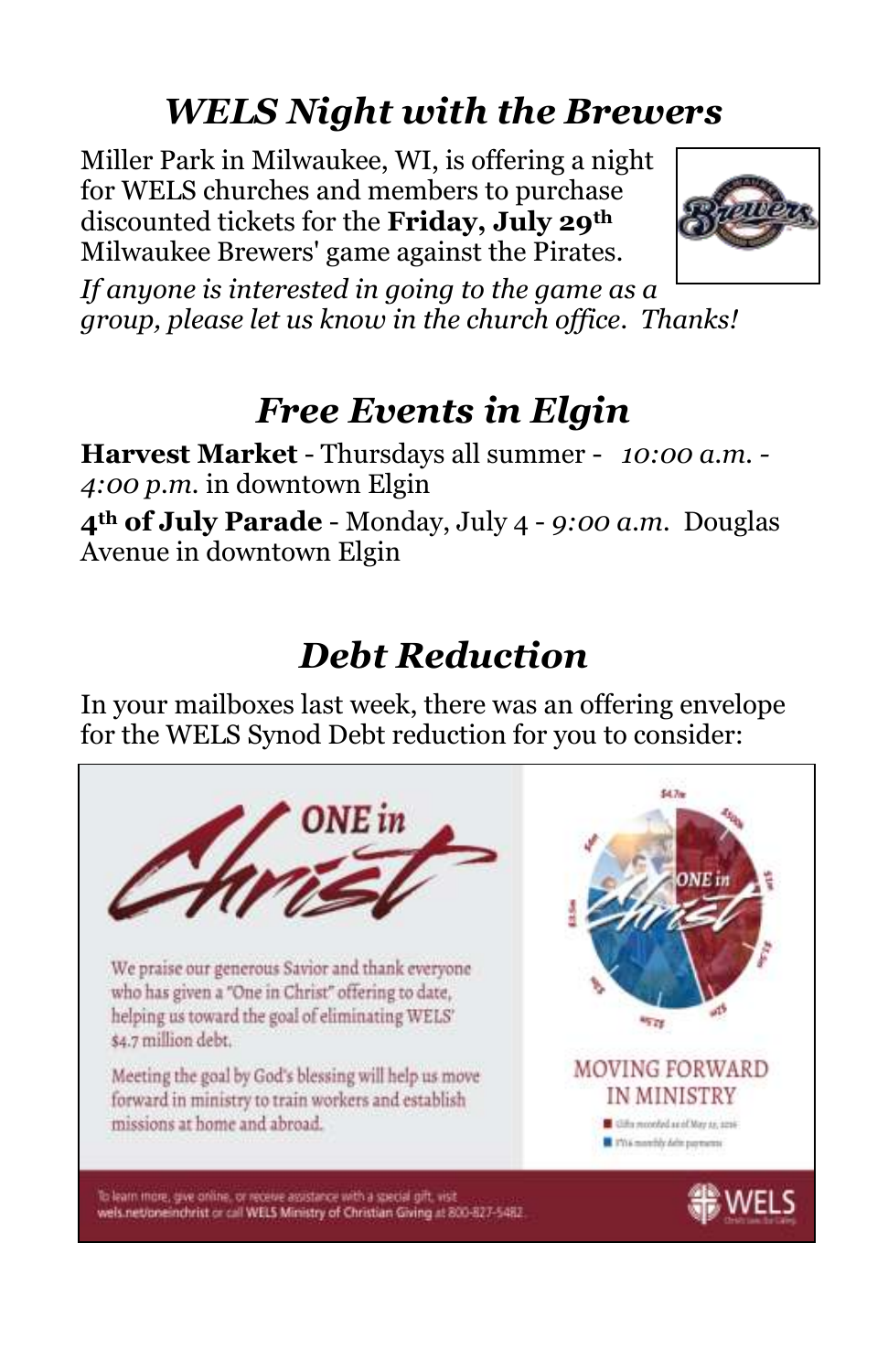# *WELS Night with the Brewers*

Miller Park in Milwaukee, WI, is offering a night for WELS churches and members to purchase discounted tickets for the **Friday, July 29th** Milwaukee Brewers' game against the Pirates.

*If anyone is interested in going to the game as a group, please let us know in the church office. Thanks!*

# *Free Events in Elgin*

**Harvest Market** - Thursdays all summer - *10:00 a.m. - 4:00 p.m.* in downtown Elgin

**4th of July Parade** - Monday, July 4 - *9:00 a.m.* Douglas Avenue in downtown Elgin

# *Debt Reduction*

In your mailboxes last week, there was an offering envelope for the WELS Synod Debt reduction for you to consider:

ONE in Christ

We praise our generous Savior and thank everyone who has given a "One in Christ" offering to date, helping us toward the goal of eliminating WELS' $4.7 million debt.

Meeting the goal by God's blessing will help us move forward in ministry to train workers and establish missions at home and abroad.

$4.7m

MOVING FORWARD IN MINISTRY

To learn more, give online, or receive assistance with a special gift, visit wels.net/oneinchrist or call WELS Ministry of Christian Giving at 800-827-5482.

WELS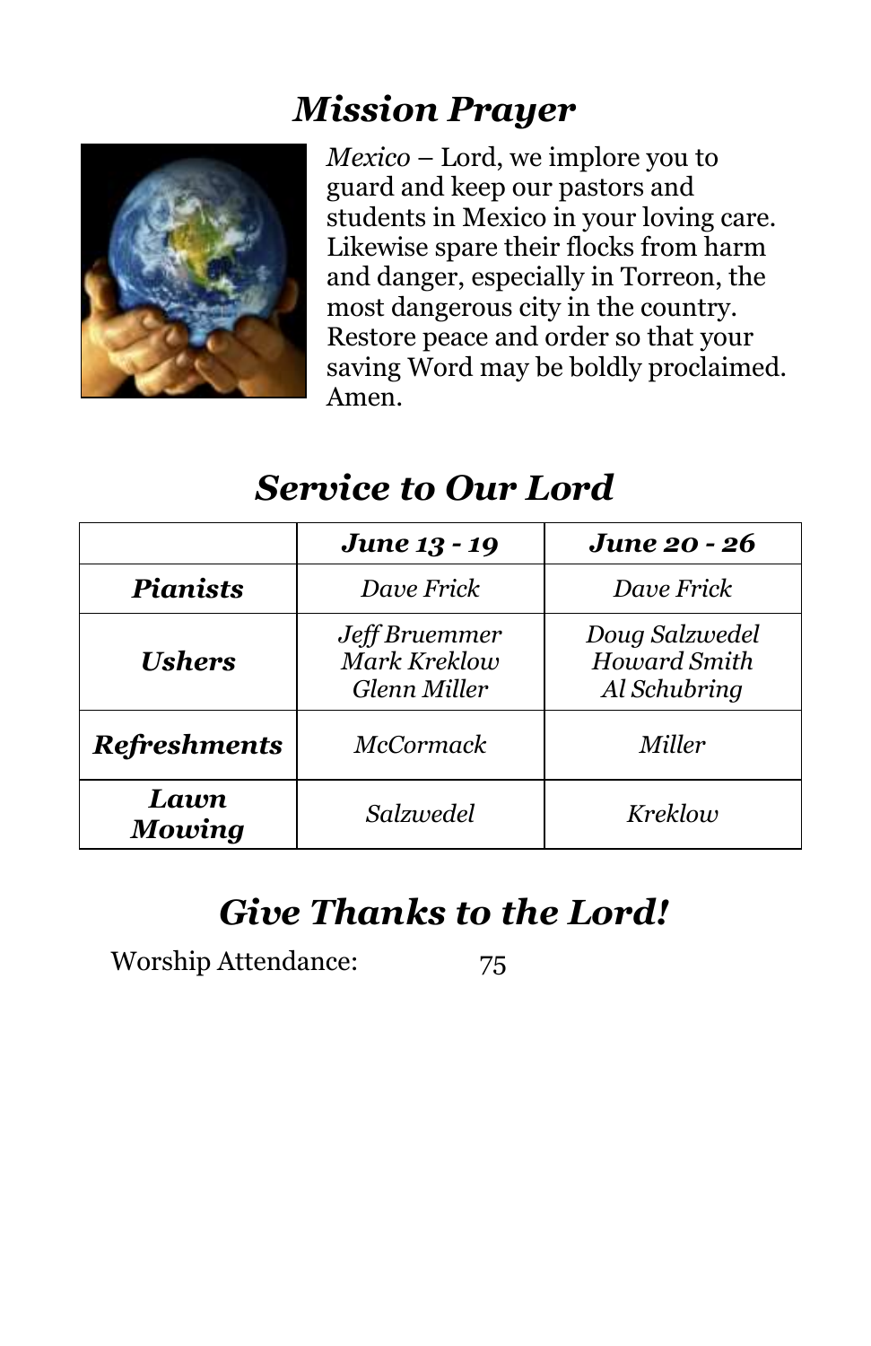## *Mission Prayer*

*Mexico* – Lord, we implore you to guard and keep our pastors and students in Mexico in your loving care. Likewise spare their flocks from harm and danger, especially in Torreon, the most dangerous city in the country. Restore peace and order so that your saving Word may be boldly proclaimed. Amen.

## *Service to Our Lord*

| | ***June 13 - 19*** | ***June 20 - 26*** |
|---|---|---|
| ***Pianists*** | *Dave Frick* | *Dave Frick* |
| ***Ushers*** | *Jeff Bruemmer*<br>*Mark Kreklow*<br>*Glenn Miller* | *Doug Salzwedel*<br>*Howard Smith*<br>*Al Schubring* |
| ***Refreshments*** | *McCormack* | *Miller* |
| ***Lawn Mowing*** | *Salzwedel* | *Kreklow* |

## *Give Thanks to the Lord!*

Worship Attendance: 75